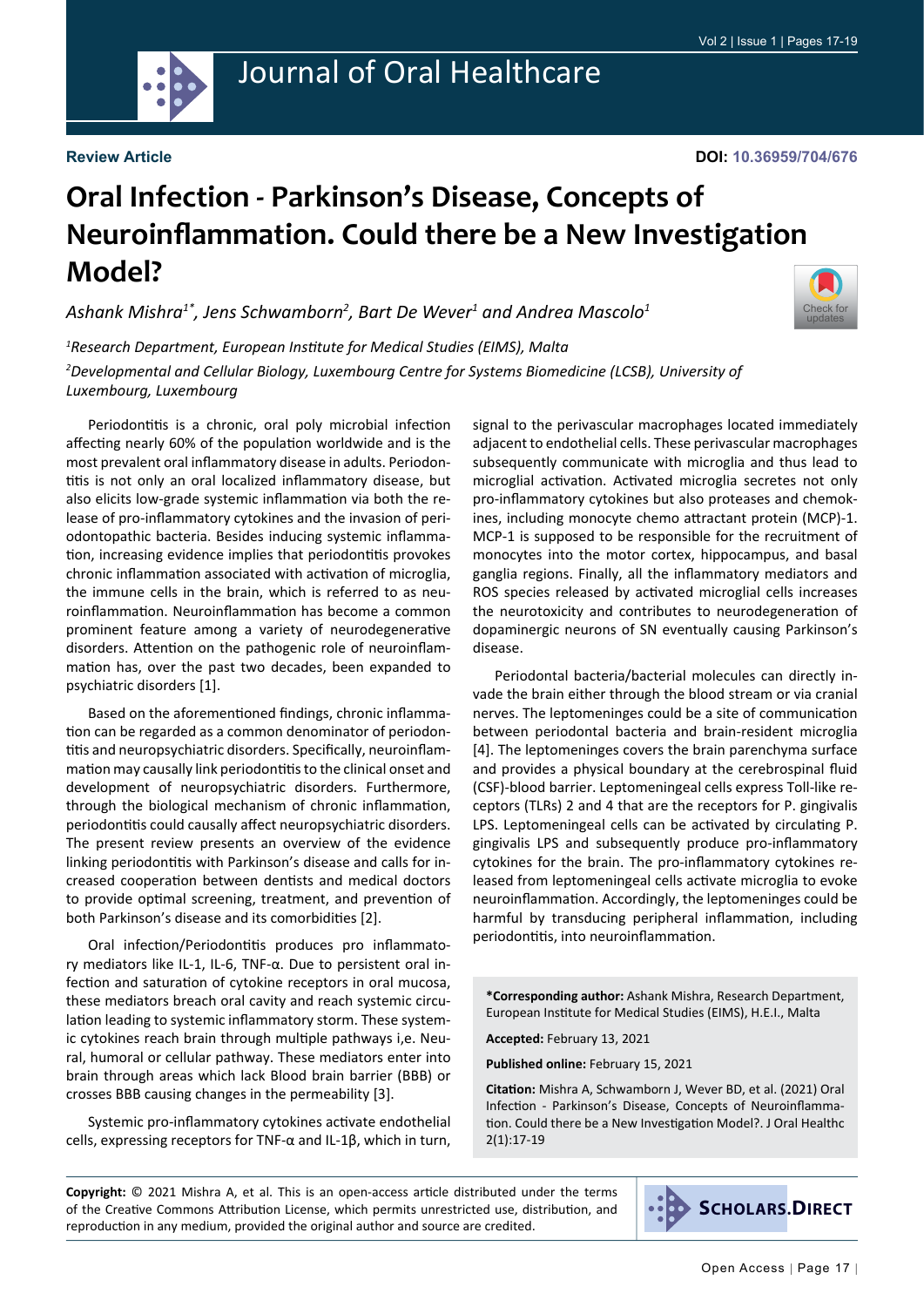Review Article

DOI: 10.36959/704/676

# Oral Infection - Parkinson's Disease, Concepts of Neuroinflammation. Could there be a New Investigation Model?

*Ashank Mishra[1*], Jens Schwamborn[2], Bart De Wever[1] and Andrea Mascolo[1]*

*[1]Research Department, European Institute for Medical Studies (EIMS), Malta*

*[2]Developmental and Cellular Biology, Luxembourg Centre for Systems Biomedicine (LCSB), University of Luxembourg, Luxembourg*

Periodontitis is a chronic, oral poly microbial infection affecting nearly 60% of the population worldwide and is the most prevalent oral inflammatory disease in adults. Periodontitis is not only an oral localized inflammatory disease, but also elicits low-grade systemic inflammation via both the release of pro-inflammatory cytokines and the invasion of periodontopathic bacteria. Besides inducing systemic inflammation, increasing evidence implies that periodontitis provokes chronic inflammation associated with activation of microglia, the immune cells in the brain, which is referred to as neuroinflammation. Neuroinflammation has become a common prominent feature among a variety of neurodegenerative disorders. Attention on the pathogenic role of neuroinflammation has, over the past two decades, been expanded to psychiatric disorders [1].

Based on the aforementioned findings, chronic inflammation can be regarded as a common denominator of periodontitis and neuropsychiatric disorders. Specifically, neuroinflammation may causally link periodontitis to the clinical onset and development of neuropsychiatric disorders. Furthermore, through the biological mechanism of chronic inflammation, periodontitis could causally affect neuropsychiatric disorders. The present review presents an overview of the evidence linking periodontitis with Parkinson's disease and calls for increased cooperation between dentists and medical doctors to provide optimal screening, treatment, and prevention of both Parkinson's disease and its comorbidities [2].

Oral infection/Periodontitis produces pro inflammatory mediators like IL-1, IL-6, TNF-α. Due to persistent oral infection and saturation of cytokine receptors in oral mucosa, these mediators breach oral cavity and reach systemic circulation leading to systemic inflammatory storm. These systemic cytokines reach brain through multiple pathways i,e. Neural, humoral or cellular pathway. These mediators enter into brain through areas which lack Blood brain barrier (BBB) or crosses BBB causing changes in the permeability [3].

Systemic pro-inflammatory cytokines activate endothelial cells, expressing receptors for TNF-α and IL-1β, which in turn, signal to the perivascular macrophages located immediately adjacent to endothelial cells. These perivascular macrophages subsequently communicate with microglia and thus lead to microglial activation. Activated microglia secretes not only pro-inflammatory cytokines but also proteases and chemokines, including monocyte chemo attractant protein (MCP)-1. MCP-1 is supposed to be responsible for the recruitment of monocytes into the motor cortex, hippocampus, and basal ganglia regions. Finally, all the inflammatory mediators and ROS species released by activated microglial cells increases the neurotoxicity and contributes to neurodegeneration of dopaminergic neurons of SN eventually causing Parkinson's disease.

Periodontal bacteria/bacterial molecules can directly invade the brain either through the blood stream or via cranial nerves. The leptomeninges could be a site of communication between periodontal bacteria and brain-resident microglia [4]. The leptomeninges covers the brain parenchyma surface and provides a physical boundary at the cerebrospinal fluid (CSF)-blood barrier. Leptomeningeal cells express Toll-like receptors (TLRs) 2 and 4 that are the receptors for P. gingivalis LPS. Leptomeningeal cells can be activated by circulating P. gingivalis LPS and subsequently produce pro-inflammatory cytokines for the brain. The pro-inflammatory cytokines released from leptomeningeal cells activate microglia to evoke neuroinflammation. Accordingly, the leptomeninges could be harmful by transducing peripheral inflammation, including periodontitis, into neuroinflammation.

**\*Corresponding author:** Ashank Mishra, Research Department, European Institute for Medical Studies (EIMS), H.E.I., Malta

**Accepted:** February 13, 2021

**Published online:** February 15, 2021

**Citation:** Mishra A, Schwamborn J, Wever BD, et al. (2021) Oral Infection - Parkinson's Disease, Concepts of Neuroinflammation. Could there be a New Investigation Model?. J Oral Healthc 2(1):17-19

**Copyright:** © 2021 Mishra A, et al. This is an open-access article distributed under the terms of the Creative Commons Attribution License, which permits unrestricted use, distribution, and reproduction in any medium, provided the original author and source are credited.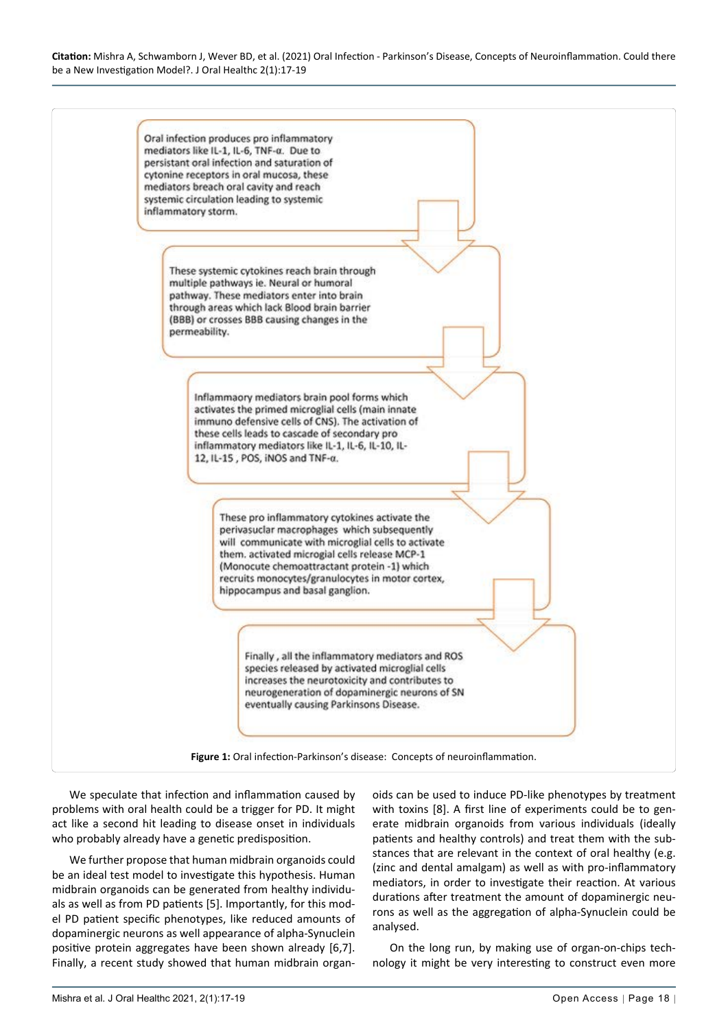Oral infection produces pro inflammatory mediators like IL-1, IL-6, TNF-α. Due to persistant oral infection and saturation of cytonine receptors in oral mucosa, these mediators breach oral cavity and reach systemic circulation leading to systemic inflammatory storm.

These systemic cytokines reach brain through multiple pathways ie. Neural or humoral pathway. These mediators enter into brain through areas which lack Blood brain barrier (BBB) or crosses BBB causing changes in the permeability.

Inflammaory mediators brain pool forms which activates the primed microglial cells (main innate immuno defensive cells of CNS). The activation of these cells leads to cascade of secondary pro inflammatory mediators like IL-1, IL-6, IL-10, IL-12, IL-15 , POS, iNOS and TNF-α.

These pro inflammatory cytokines activate the perivasuclar macrophages which subsequently will communicate with microglial cells to activate them. activated microglial cells release MCP-1 (Monocute chemoattractant protein -1) which recruits monocytes/granulocytes in motor cortex, hippocampus and basal ganglion.

Finally , all the inflammatory mediators and ROS species released by activated microglial cells increases the neurotoxicity and contributes to neurogeneration of dopaminergic neurons of SN eventually causing Parkinsons Disease.

**Figure 1:** Oral infection-Parkinson's disease: Concepts of neuroinflammation.

We speculate that infection and inflammation caused by problems with oral health could be a trigger for PD. It might act like a second hit leading to disease onset in individuals who probably already have a genetic predisposition.

We further propose that human midbrain organoids could be an ideal test model to investigate this hypothesis. Human midbrain organoids can be generated from healthy individuals as well as from PD patients [5]. Importantly, for this model PD patient specific phenotypes, like reduced amounts of dopaminergic neurons as well appearance of alpha-Synuclein positive protein aggregates have been shown already [6,7]. Finally, a recent study showed that human midbrain organoids can be used to induce PD-like phenotypes by treatment with toxins [8]. A first line of experiments could be to generate midbrain organoids from various individuals (ideally patients and healthy controls) and treat them with the substances that are relevant in the context of oral healthy (e.g. (zinc and dental amalgam) as well as with pro-inflammatory mediators, in order to investigate their reaction. At various durations after treatment the amount of dopaminergic neurons as well as the aggregation of alpha-Synuclein could be analysed.

On the long run, by making use of organ-on-chips technology it might be very interesting to construct even more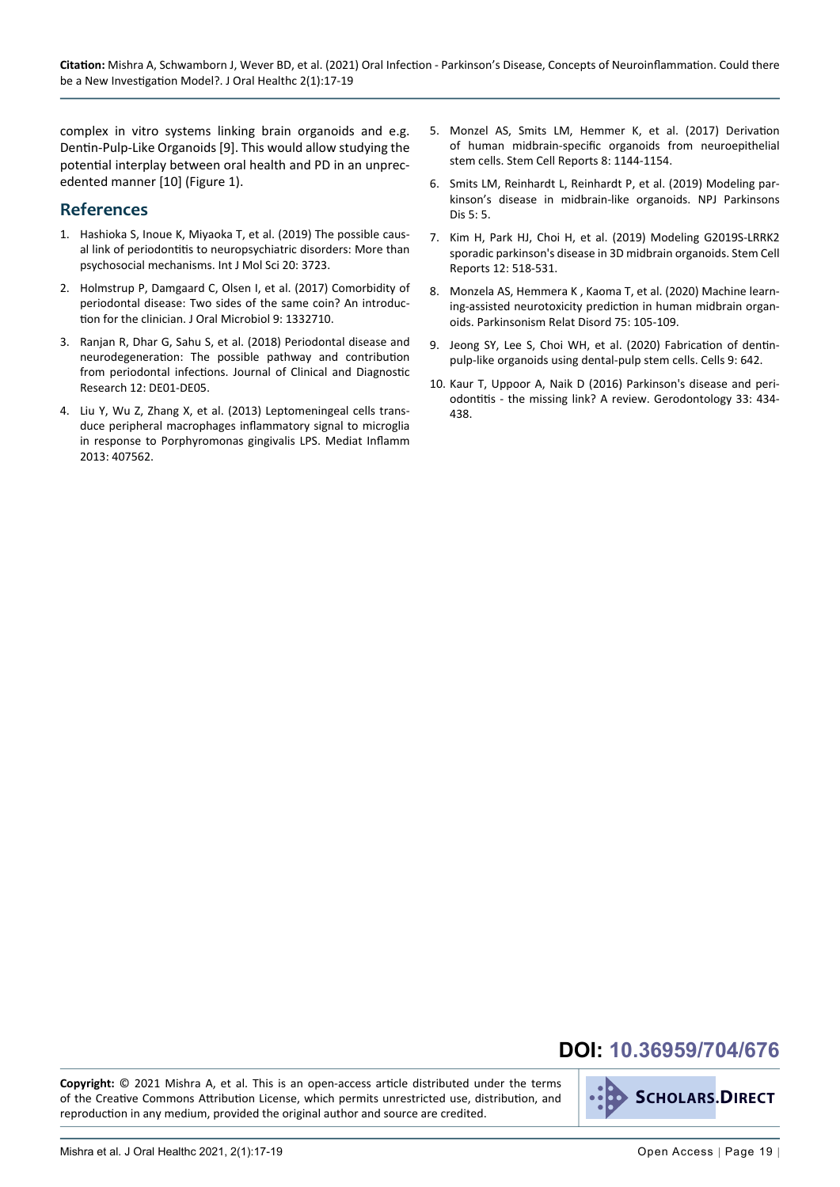complex in vitro systems linking brain organoids and e.g. Dentin-Pulp-Like Organoids [9]. This would allow studying the potential interplay between oral health and PD in an unprecedented manner [10] (Figure 1).

## References

1. Hashioka S, Inoue K, Miyaoka T, et al. (2019) The possible causal link of periodontitis to neuropsychiatric disorders: More than psychosocial mechanisms. Int J Mol Sci 20: 3723.
2. Holmstrup P, Damgaard C, Olsen I, et al. (2017) Comorbidity of periodontal disease: Two sides of the same coin? An introduction for the clinician. J Oral Microbiol 9: 1332710.
3. Ranjan R, Dhar G, Sahu S, et al. (2018) Periodontal disease and neurodegeneration: The possible pathway and contribution from periodontal infections. Journal of Clinical and Diagnostic Research 12: DE01-DE05.
4. Liu Y, Wu Z, Zhang X, et al. (2013) Leptomeningeal cells transduce peripheral macrophages inflammatory signal to microglia in response to Porphyromonas gingivalis LPS. Mediat Inflamm 2013: 407562.
5. Monzel AS, Smits LM, Hemmer K, et al. (2017) Derivation of human midbrain-specific organoids from neuroepithelial stem cells. Stem Cell Reports 8: 1144-1154.
6. Smits LM, Reinhardt L, Reinhardt P, et al. (2019) Modeling parkinson's disease in midbrain-like organoids. NPJ Parkinsons Dis 5: 5.
7. Kim H, Park HJ, Choi H, et al. (2019) Modeling G2019S-LRRK2 sporadic parkinson's disease in 3D midbrain organoids. Stem Cell Reports 12: 518-531.
8. Monzela AS, Hemmera K , Kaoma T, et al. (2020) Machine learning-assisted neurotoxicity prediction in human midbrain organoids. Parkinsonism Relat Disord 75: 105-109.
9. Jeong SY, Lee S, Choi WH, et al. (2020) Fabrication of dentin-pulp-like organoids using dental-pulp stem cells. Cells 9: 642.
10. Kaur T, Uppoor A, Naik D (2016) Parkinson's disease and periodontitis - the missing link? A review. Gerodontology 33: 434-438.

**DOI: 10.36959/704/676**

**Copyright:** © 2021 Mishra A, et al. This is an open-access article distributed under the terms of the Creative Commons Attribution License, which permits unrestricted use, distribution, and reproduction in any medium, provided the original author and source are credited.